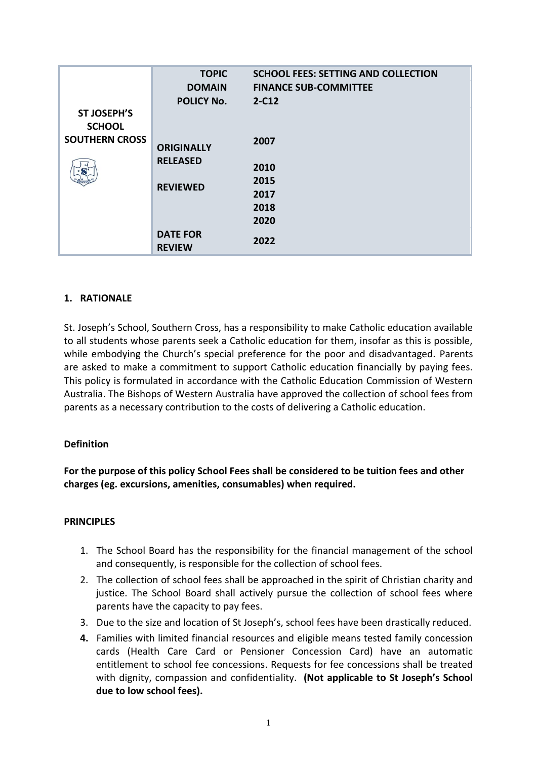| ST JOSEPH'S SCHOOL SOUTHERN CROSS | | |
|---|---|---|
| | **TOPIC** | **SCHOOL FEES: SETTING AND COLLECTION** |
| | **DOMAIN** | **FINANCE SUB-COMMITTEE** |
| | **POLICY No.** | **2-C12** |
| | **ORIGINALLY RELEASED** | **2007** |
| | **REVIEWED** | **2010**<br>**2015**<br>**2017**<br>**2018**<br>**2020** |
| | **DATE FOR REVIEW** | **2022** |

## 1. RATIONALE

St. Joseph's School, Southern Cross, has a responsibility to make Catholic education available to all students whose parents seek a Catholic education for them, insofar as this is possible, while embodying the Church's special preference for the poor and disadvantaged. Parents are asked to make a commitment to support Catholic education financially by paying fees. This policy is formulated in accordance with the Catholic Education Commission of Western Australia. The Bishops of Western Australia have approved the collection of school fees from parents as a necessary contribution to the costs of delivering a Catholic education.

### Definition

**For the purpose of this policy School Fees shall be considered to be tuition fees and other charges (eg. excursions, amenities, consumables) when required.**

### PRINCIPLES

1. The School Board has the responsibility for the financial management of the school and consequently, is responsible for the collection of school fees.
2. The collection of school fees shall be approached in the spirit of Christian charity and justice. The School Board shall actively pursue the collection of school fees where parents have the capacity to pay fees.
3. Due to the size and location of St Joseph's, school fees have been drastically reduced.
4. Families with limited financial resources and eligible means tested family concession cards (Health Care Card or Pensioner Concession Card) have an automatic entitlement to school fee concessions. Requests for fee concessions shall be treated with dignity, compassion and confidentiality. **(Not applicable to St Joseph's School due to low school fees).**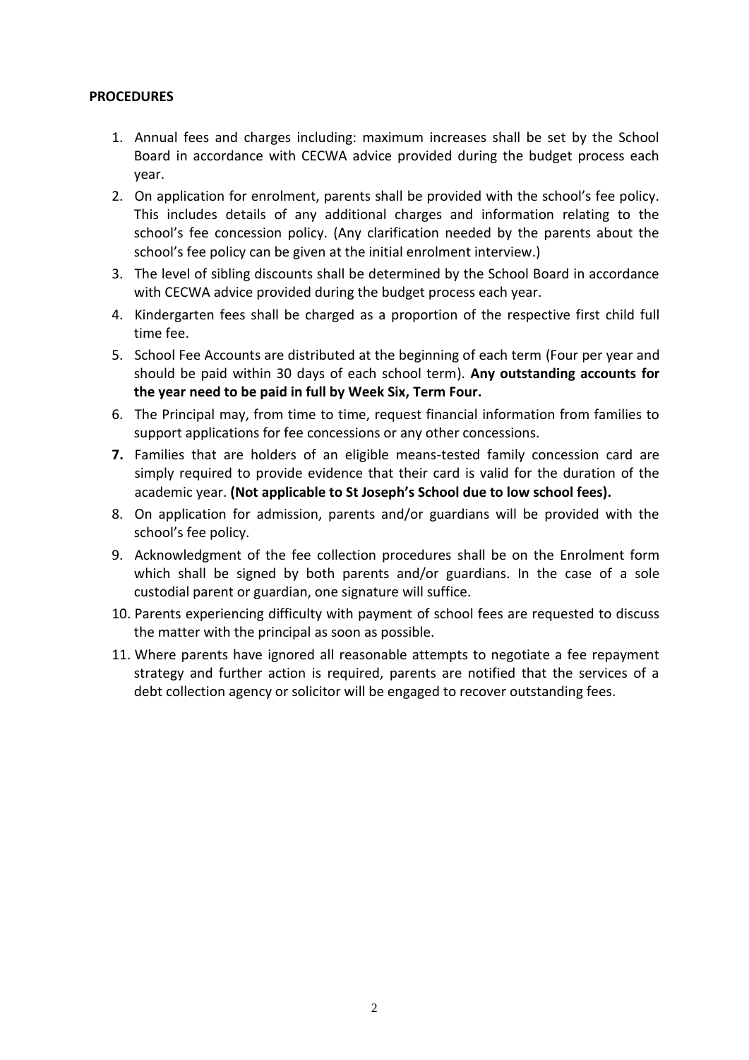**PROCEDURES**

1. Annual fees and charges including: maximum increases shall be set by the School Board in accordance with CECWA advice provided during the budget process each year.
2. On application for enrolment, parents shall be provided with the school's fee policy. This includes details of any additional charges and information relating to the school's fee concession policy. (Any clarification needed by the parents about the school's fee policy can be given at the initial enrolment interview.)
3. The level of sibling discounts shall be determined by the School Board in accordance with CECWA advice provided during the budget process each year.
4. Kindergarten fees shall be charged as a proportion of the respective first child full time fee.
5. School Fee Accounts are distributed at the beginning of each term (Four per year and should be paid within 30 days of each school term). **Any outstanding accounts for the year need to be paid in full by Week Six, Term Four.**
6. The Principal may, from time to time, request financial information from families to support applications for fee concessions or any other concessions.
7. Families that are holders of an eligible means-tested family concession card are simply required to provide evidence that their card is valid for the duration of the academic year. **(Not applicable to St Joseph's School due to low school fees).**
8. On application for admission, parents and/or guardians will be provided with the school's fee policy.
9. Acknowledgment of the fee collection procedures shall be on the Enrolment form which shall be signed by both parents and/or guardians. In the case of a sole custodial parent or guardian, one signature will suffice.
10. Parents experiencing difficulty with payment of school fees are requested to discuss the matter with the principal as soon as possible.
11. Where parents have ignored all reasonable attempts to negotiate a fee repayment strategy and further action is required, parents are notified that the services of a debt collection agency or solicitor will be engaged to recover outstanding fees.